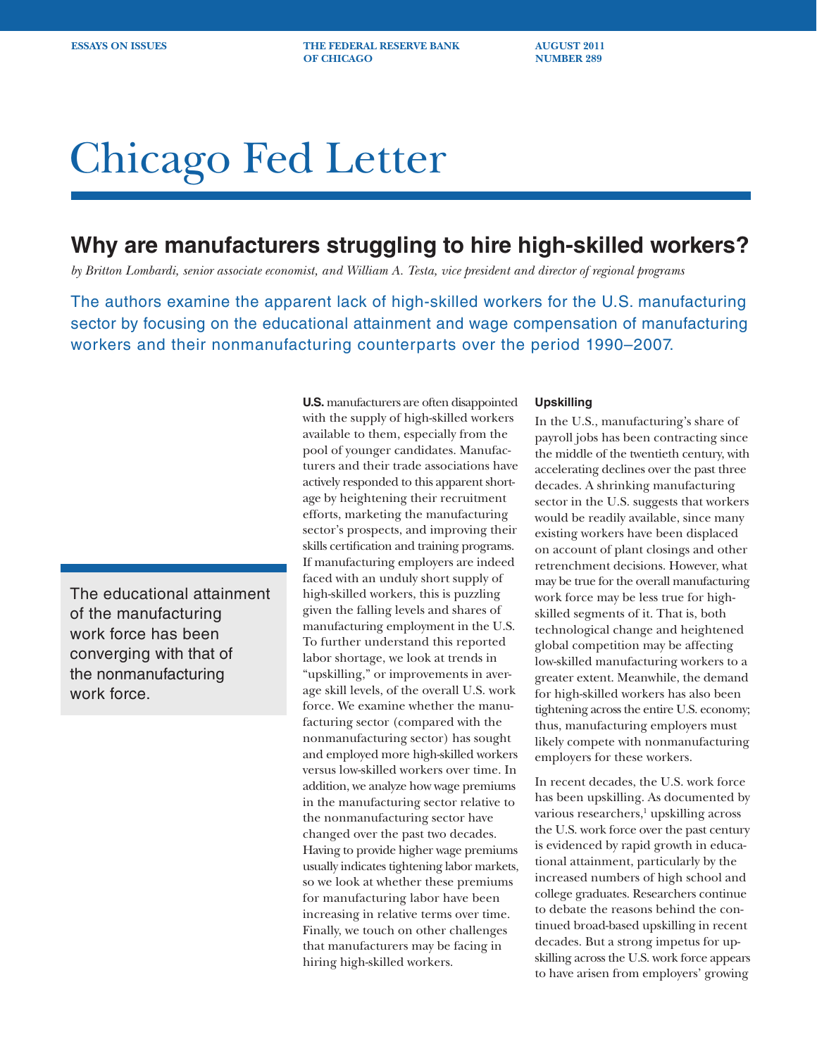ESSAYS ON ISSUES | THE FEDERAL RESERVE BANK OF CHICAGO | AUGUST 2011 NUMBER 289

# Chicago Fed Letter

## Why are manufacturers struggling to hire high-skilled workers?

*by Britton Lombardi, senior associate economist, and William A. Testa, vice president and director of regional programs*

The authors examine the apparent lack of high-skilled workers for the U.S. manufacturing sector by focusing on the educational attainment and wage compensation of manufacturing workers and their nonmanufacturing counterparts over the period 1990–2007.

> The educational attainment of the manufacturing work force has been converging with that of the nonmanufacturing work force.

**U.S.** manufacturers are often disappointed with the supply of high-skilled workers available to them, especially from the pool of younger candidates. Manufacturers and their trade associations have actively responded to this apparent shortage by heightening their recruitment efforts, marketing the manufacturing sector's prospects, and improving their skills certification and training programs. If manufacturing employers are indeed faced with an unduly short supply of high-skilled workers, this is puzzling given the falling levels and shares of manufacturing employment in the U.S. To further understand this reported labor shortage, we look at trends in "upskilling," or improvements in average skill levels, of the overall U.S. work force. We examine whether the manufacturing sector (compared with the nonmanufacturing sector) has sought and employed more high-skilled workers versus low-skilled workers over time. In addition, we analyze how wage premiums in the manufacturing sector relative to the nonmanufacturing sector have changed over the past two decades. Having to provide higher wage premiums usually indicates tightening labor markets, so we look at whether these premiums for manufacturing labor have been increasing in relative terms over time. Finally, we touch on other challenges that manufacturers may be facing in hiring high-skilled workers.

#### Upskilling

In the U.S., manufacturing's share of payroll jobs has been contracting since the middle of the twentieth century, with accelerating declines over the past three decades. A shrinking manufacturing sector in the U.S. suggests that workers would be readily available, since many existing workers have been displaced on account of plant closings and other retrenchment decisions. However, what may be true for the overall manufacturing work force may be less true for high-skilled segments of it. That is, both technological change and heightened global competition may be affecting low-skilled manufacturing workers to a greater extent. Meanwhile, the demand for high-skilled workers has also been tightening across the entire U.S. economy; thus, manufacturing employers must likely compete with nonmanufacturing employers for these workers.

In recent decades, the U.S. work force has been upskilling. As documented by various researchers,[1] upskilling across the U.S. work force over the past century is evidenced by rapid growth in educational attainment, particularly by the increased numbers of high school and college graduates. Researchers continue to debate the reasons behind the continued broad-based upskilling in recent decades. But a strong impetus for upskilling across the U.S. work force appears to have arisen from employers' growing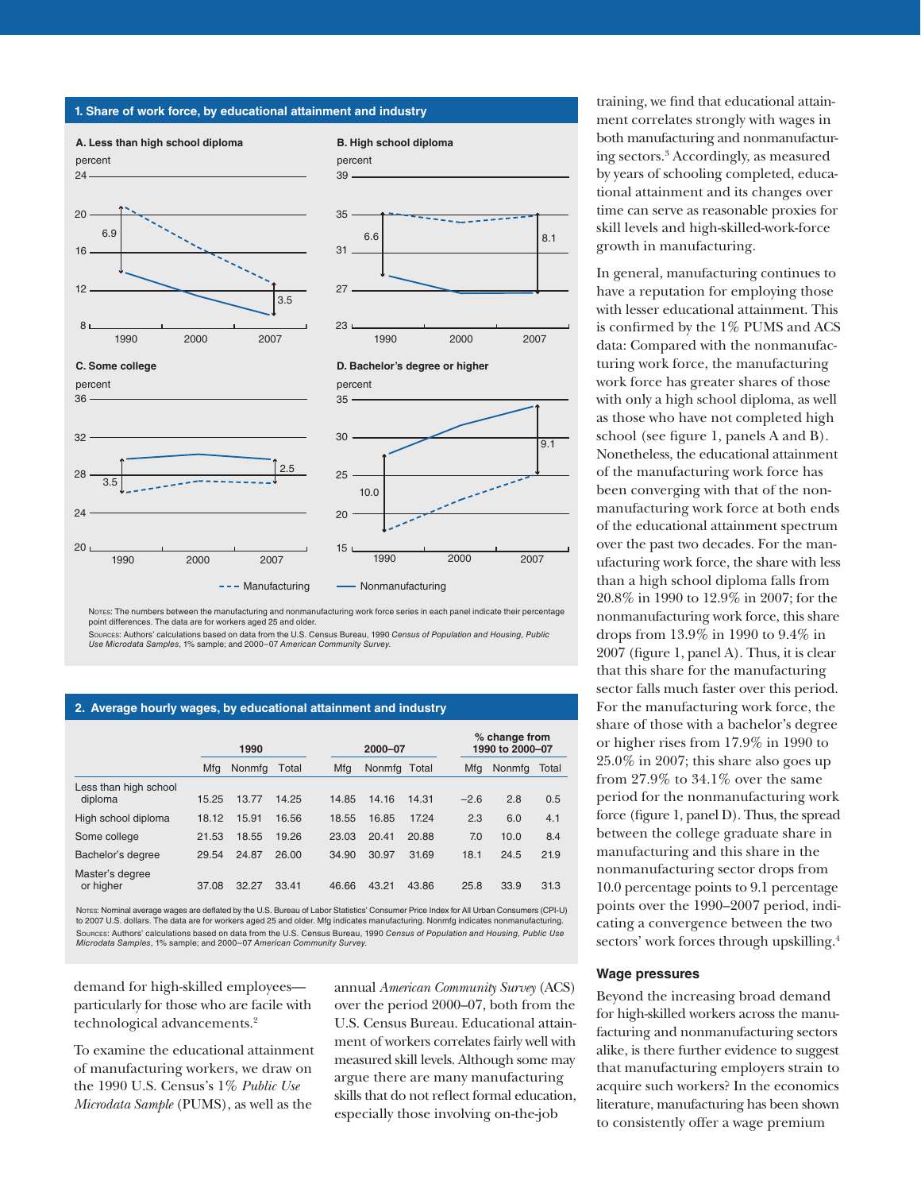**1. Share of work force, by educational attainment and industry**

Notes: The numbers between the manufacturing and nonmanufacturing work force series in each panel indicate their percentage point differences. The data are for workers aged 25 and older.

Sources: Authors' calculations based on data from the U.S. Census Bureau, 1990 *Census of Population and Housing, Public Use Microdata Samples*, 1% sample; and 2000–07 *American Community Survey*.

**2. Average hourly wages, by educational attainment and industry**

| | 1990 | | | 2000–07 | | | % change from 1990 to 2000–07 | | |
|---|---|---|---|---|---|---|---|---|---|
| | Mfg | Nonmfg | Total | Mfg | Nonmfg | Total | Mfg | Nonmfg | Total |
| Less than high school diploma | 15.25 | 13.77 | 14.25 | 14.85 | 14.16 | 14.31 | −2.6 | 2.8 | 0.5 |
| High school diploma | 18.12 | 15.91 | 16.56 | 18.55 | 16.85 | 17.24 | 2.3 | 6.0 | 4.1 |
| Some college | 21.53 | 18.55 | 19.26 | 23.03 | 20.41 | 20.88 | 7.0 | 10.0 | 8.4 |
| Bachelor's degree | 29.54 | 24.87 | 26.00 | 34.90 | 30.97 | 31.69 | 18.1 | 24.5 | 21.9 |
| Master's degree or higher | 37.08 | 32.27 | 33.41 | 46.66 | 43.21 | 43.86 | 25.8 | 33.9 | 31.3 |

Notes: Nominal average wages are deflated by the U.S. Bureau of Labor Statistics' Consumer Price Index for All Urban Consumers (CPI-U) to 2007 U.S. dollars. The data are for workers aged 25 and older. Mfg indicates manufacturing. Nonmfg indicates nonmanufacturing.

Sources: Authors' calculations based on data from the U.S. Census Bureau, 1990 *Census of Population and Housing, Public Use Microdata Samples*, 1% sample; and 2000–07 *American Community Survey*.

demand for high-skilled employees—particularly for those who are facile with technological advancements.[2]

To examine the educational attainment of manufacturing workers, we draw on the 1990 U.S. Census's 1% *Public Use Microdata Sample* (PUMS), as well as the annual *American Community Survey* (ACS) over the period 2000–07, both from the U.S. Census Bureau. Educational attainment of workers correlates fairly well with measured skill levels. Although some may argue there are many manufacturing skills that do not reflect formal education, especially those involving on-the-job training, we find that educational attainment correlates strongly with wages in both manufacturing and nonmanufacturing sectors.[3] Accordingly, as measured by years of schooling completed, educational attainment and its changes over time can serve as reasonable proxies for skill levels and high-skilled-work-force growth in manufacturing.

In general, manufacturing continues to have a reputation for employing those with lesser educational attainment. This is confirmed by the 1% PUMS and ACS data: Compared with the nonmanufacturing work force, the manufacturing work force has greater shares of those with only a high school diploma, as well as those who have not completed high school (see figure 1, panels A and B). Nonetheless, the educational attainment of the manufacturing work force has been converging with that of the nonmanufacturing work force at both ends of the educational attainment spectrum over the past two decades. For the manufacturing work force, the share with less than a high school diploma falls from 20.8% in 1990 to 12.9% in 2007; for the nonmanufacturing work force, this share drops from 13.9% in 1990 to 9.4% in 2007 (figure 1, panel A). Thus, it is clear that this share for the manufacturing sector falls much faster over this period. For the manufacturing work force, the share of those with a bachelor's degree or higher rises from 17.9% in 1990 to 25.0% in 2007; this share also goes up from 27.9% to 34.1% over the same period for the nonmanufacturing work force (figure 1, panel D). Thus, the spread between the college graduate share in manufacturing and this share in the nonmanufacturing sector drops from 10.0 percentage points to 9.1 percentage points over the 1990–2007 period, indicating a convergence between the two sectors' work forces through upskilling.[4]

#### Wage pressures

Beyond the increasing broad demand for high-skilled workers across the manufacturing and nonmanufacturing sectors alike, is there further evidence to suggest that manufacturing employers strain to acquire such workers? In the economics literature, manufacturing has been shown to consistently offer a wage premium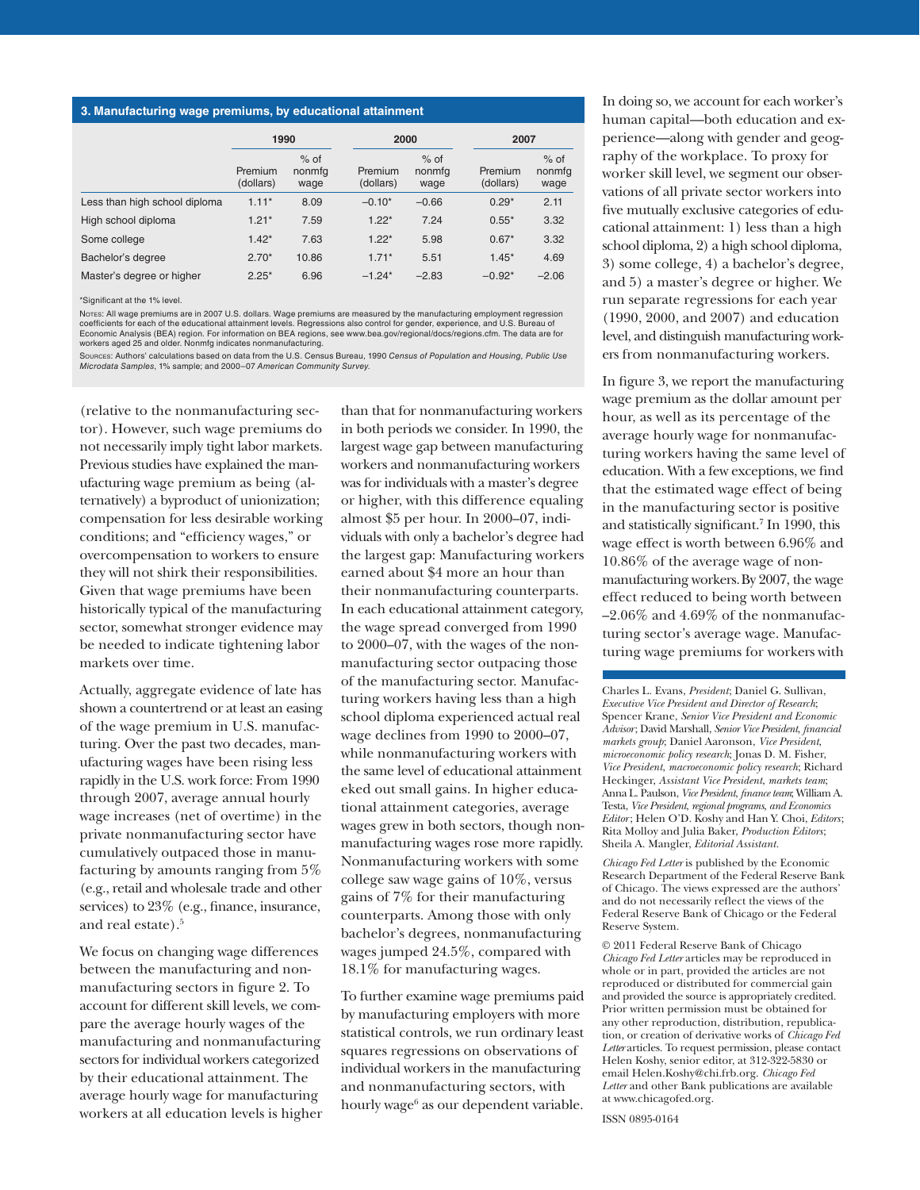**3. Manufacturing wage premiums, by educational attainment**

| | 1990 | | 2000 | | 2007 | |
|---|---|---|---|---|---|---|
| | Premium (dollars) | % of nonmfg wage | Premium (dollars) | % of nonmfg wage | Premium (dollars) | % of nonmfg wage |
| Less than high school diploma | 1.11* | 8.09 | −0.10* | −0.66 | 0.29* | 2.11 |
| High school diploma | 1.21* | 7.59 | 1.22* | 7.24 | 0.55* | 3.32 |
| Some college | 1.42* | 7.63 | 1.22* | 5.98 | 0.67* | 3.32 |
| Bachelor's degree | 2.70* | 10.86 | 1.71* | 5.51 | 1.45* | 4.69 |
| Master's degree or higher | 2.25* | 6.96 | −1.24* | −2.83 | −0.92* | −2.06 |

*Significant at the 1% level.

Notes: All wage premiums are in 2007 U.S. dollars. Wage premiums are measured by the manufacturing employment regression coefficients for each of the educational attainment levels. Regressions also control for gender, experience, and U.S. Bureau of Economic Analysis (BEA) region. For information on BEA regions, see www.bea.gov/regional/docs/regions.cfm. The data are for workers aged 25 and older. Nonmfg indicates nonmanufacturing.

Sources: Authors' calculations based on data from the U.S. Census Bureau, 1990 *Census of Population and Housing, Public Use Microdata Samples*, 1% sample; and 2000–07 *American Community Survey*.

(relative to the nonmanufacturing sector). However, such wage premiums do not necessarily imply tight labor markets. Previous studies have explained the manufacturing wage premium as being (alternatively) a byproduct of unionization; compensation for less desirable working conditions; and "efficiency wages," or overcompensation to workers to ensure they will not shirk their responsibilities. Given that wage premiums have been historically typical of the manufacturing sector, somewhat stronger evidence may be needed to indicate tightening labor markets over time.

Actually, aggregate evidence of late has shown a countertrend or at least an easing of the wage premium in U.S. manufacturing. Over the past two decades, manufacturing wages have been rising less rapidly in the U.S. work force: From 1990 through 2007, average annual hourly wage increases (net of overtime) in the private nonmanufacturing sector have cumulatively outpaced those in manufacturing by amounts ranging from 5% (e.g., retail and wholesale trade and other services) to 23% (e.g., finance, insurance, and real estate).[5]

We focus on changing wage differences between the manufacturing and nonmanufacturing sectors in figure 2. To account for different skill levels, we compare the average hourly wages of the manufacturing and nonmanufacturing sectors for individual workers categorized by their educational attainment. The average hourly wage for manufacturing workers at all education levels is higher than that for nonmanufacturing workers in both periods we consider. In 1990, the largest wage gap between manufacturing workers and nonmanufacturing workers was for individuals with a master's degree or higher, with this difference equaling almost $5 per hour. In 2000–07, individuals with only a bachelor's degree had the largest gap: Manufacturing workers earned about $4 more an hour than their nonmanufacturing counterparts. In each educational attainment category, the wage spread converged from 1990 to 2000–07, with the wages of the nonmanufacturing sector outpacing those of the manufacturing sector. Manufacturing workers having less than a high school diploma experienced actual real wage declines from 1990 to 2000–07, while nonmanufacturing workers with the same level of educational attainment eked out small gains. In higher educational attainment categories, average wages grew in both sectors, though nonmanufacturing wages rose more rapidly. Nonmanufacturing workers with some college saw wage gains of 10%, versus gains of 7% for their manufacturing counterparts. Among those with only bachelor's degrees, nonmanufacturing wages jumped 24.5%, compared with 18.1% for manufacturing wages.

To further examine wage premiums paid by manufacturing employers with more statistical controls, we run ordinary least squares regressions on observations of individual workers in the manufacturing and nonmanufacturing sectors, with hourly wage[6] as our dependent variable. In doing so, we account for each worker's human capital—both education and experience—along with gender and geography of the workplace. To proxy for worker skill level, we segment our observations of all private sector workers into five mutually exclusive categories of educational attainment: 1) less than a high school diploma, 2) a high school diploma, 3) some college, 4) a bachelor's degree, and 5) a master's degree or higher. We run separate regressions for each year (1990, 2000, and 2007) and education level, and distinguish manufacturing workers from nonmanufacturing workers.

In figure 3, we report the manufacturing wage premium as the dollar amount per hour, as well as its percentage of the average hourly wage for nonmanufacturing workers having the same level of education. With a few exceptions, we find that the estimated wage effect of being in the manufacturing sector is positive and statistically significant.[7] In 1990, this wage effect is worth between 6.96% and 10.86% of the average wage of nonmanufacturing workers. By 2007, the wage effect reduced to being worth between –2.06% and 4.69% of the nonmanufacturing sector's average wage. Manufacturing wage premiums for workers with

Charles L. Evans, *President*; Daniel G. Sullivan, *Executive Vice President and Director of Research*; Spencer Krane, *Senior Vice President and Economic Advisor*; David Marshall, *Senior Vice President, financial markets group*; Daniel Aaronson, *Vice President, microeconomic policy research*; Jonas D. M. Fisher, *Vice President, macroeconomic policy research*; Richard Heckinger, *Assistant Vice President, markets team*; Anna L. Paulson, *Vice President, finance team*; William A. Testa, *Vice President, regional programs, and Economics Editor*; Helen O'D. Koshy and Han Y. Choi, *Editors*; Rita Molloy and Julia Baker, *Production Editors*; Sheila A. Mangler, *Editorial Assistant*.

*Chicago Fed Letter* is published by the Economic Research Department of the Federal Reserve Bank of Chicago. The views expressed are the authors' and do not necessarily reflect the views of the Federal Reserve Bank of Chicago or the Federal Reserve System.

© 2011 Federal Reserve Bank of Chicago
*Chicago Fed Letter* articles may be reproduced in whole or in part, provided the articles are not reproduced or distributed for commercial gain and provided the source is appropriately credited. Prior written permission must be obtained for any other reproduction, distribution, republication, or creation of derivative works of *Chicago Fed Letter* articles. To request permission, please contact Helen Koshy, senior editor, at 312-322-5830 or email Helen.Koshy@chi.frb.org. *Chicago Fed Letter* and other Bank publications are available at www.chicagofed.org.

ISSN 0895-0164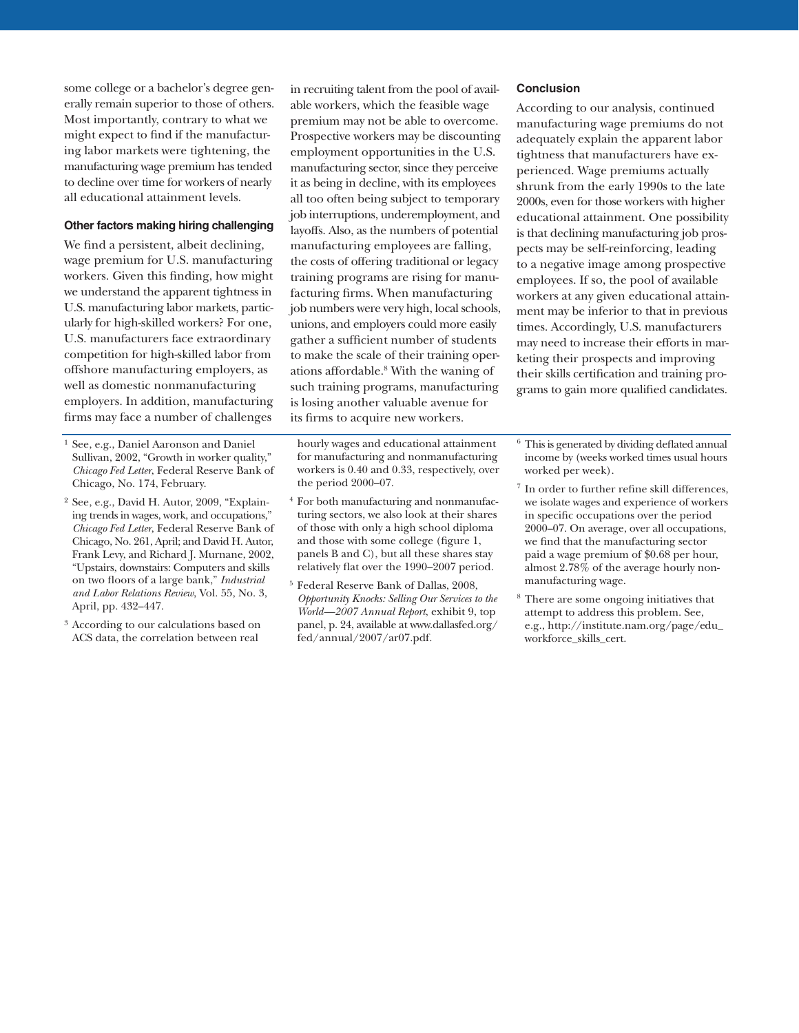some college or a bachelor's degree generally remain superior to those of others. Most importantly, contrary to what we might expect to find if the manufacturing labor markets were tightening, the manufacturing wage premium has tended to decline over time for workers of nearly all educational attainment levels.

### Other factors making hiring challenging

We find a persistent, albeit declining, wage premium for U.S. manufacturing workers. Given this finding, how might we understand the apparent tightness in U.S. manufacturing labor markets, particularly for high-skilled workers? For one, U.S. manufacturers face extraordinary competition for high-skilled labor from offshore manufacturing employers, as well as domestic nonmanufacturing employers. In addition, manufacturing firms may face a number of challenges in recruiting talent from the pool of available workers, which the feasible wage premium may not be able to overcome. Prospective workers may be discounting employment opportunities in the U.S. manufacturing sector, since they perceive it as being in decline, with its employees all too often being subject to temporary job interruptions, underemployment, and layoffs. Also, as the numbers of potential manufacturing employees are falling, the costs of offering traditional or legacy training programs are rising for manufacturing firms. When manufacturing job numbers were very high, local schools, unions, and employers could more easily gather a sufficient number of students to make the scale of their training operations affordable.[8] With the waning of such training programs, manufacturing is losing another valuable avenue for its firms to acquire new workers.

### Conclusion

According to our analysis, continued manufacturing wage premiums do not adequately explain the apparent labor tightness that manufacturers have experienced. Wage premiums actually shrunk from the early 1990s to the late 2000s, even for those workers with higher educational attainment. One possibility is that declining manufacturing job prospects may be self-reinforcing, leading to a negative image among prospective employees. If so, the pool of available workers at any given educational attainment may be inferior to that in previous times. Accordingly, U.S. manufacturers may need to increase their efforts in marketing their prospects and improving their skills certification and training programs to gain more qualified candidates.

---

[1] See, e.g., Daniel Aaronson and Daniel Sullivan, 2002, "Growth in worker quality," *Chicago Fed Letter*, Federal Reserve Bank of Chicago, No. 174, February.

[2] See, e.g., David H. Autor, 2009, "Explaining trends in wages, work, and occupations," *Chicago Fed Letter*, Federal Reserve Bank of Chicago, No. 261, April; and David H. Autor, Frank Levy, and Richard J. Murnane, 2002, "Upstairs, downstairs: Computers and skills on two floors of a large bank," *Industrial and Labor Relations Review*, Vol. 55, No. 3, April, pp. 432–447.

[3] According to our calculations based on ACS data, the correlation between real hourly wages and educational attainment for manufacturing and nonmanufacturing workers is 0.40 and 0.33, respectively, over the period 2000–07.

[4] For both manufacturing and nonmanufacturing sectors, we also look at their shares of those with only a high school diploma and those with some college (figure 1, panels B and C), but all these shares stay relatively flat over the 1990–2007 period.

[5] Federal Reserve Bank of Dallas, 2008, *Opportunity Knocks: Selling Our Services to the World—2007 Annual Report*, exhibit 9, top panel, p. 24, available at www.dallasfed.org/fed/annual/2007/ar07.pdf.

[6] This is generated by dividing deflated annual income by (weeks worked times usual hours worked per week).

[7] In order to further refine skill differences, we isolate wages and experience of workers in specific occupations over the period 2000–07. On average, over all occupations, we find that the manufacturing sector paid a wage premium of $0.68 per hour, almost 2.78% of the average hourly nonmanufacturing wage.

[8] There are some ongoing initiatives that attempt to address this problem. See, e.g., http://institute.nam.org/page/edu_workforce_skills_cert.